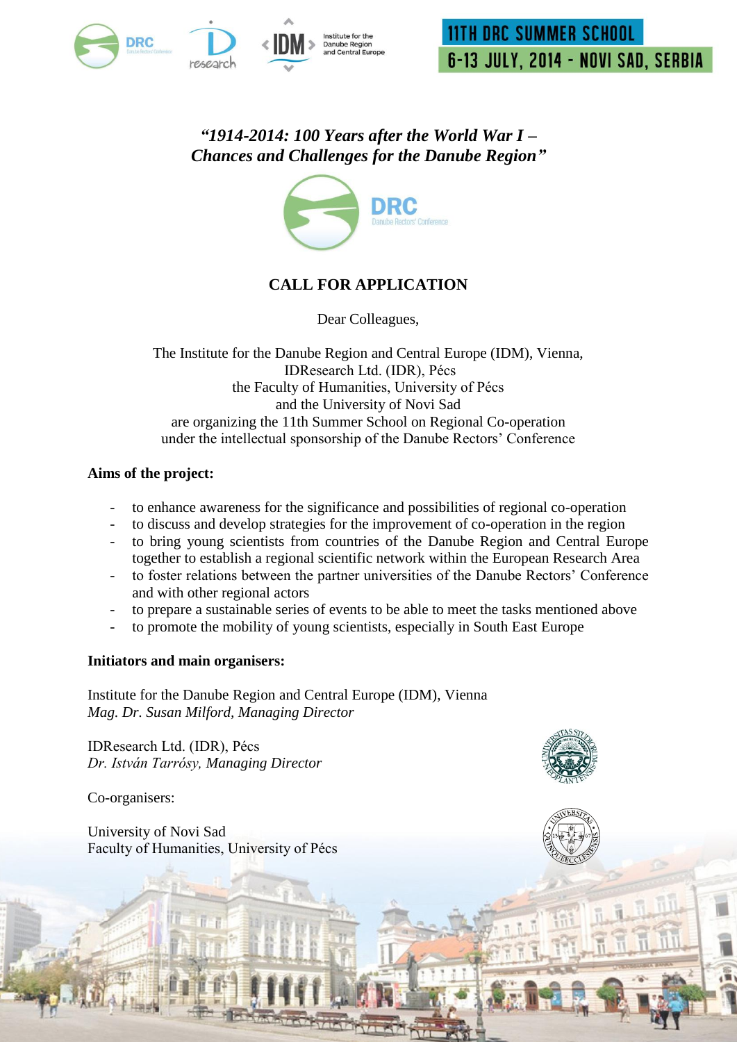**11TH DRC SUMMER SCHOOL**
**6-13 JULY, 2014 - NOVI SAD, SERBIA**

# *"1914-2014: 100 Years after the World War I – Chances and Challenges for the Danube Region"*

## CALL FOR APPLICATION

Dear Colleagues,

The Institute for the Danube Region and Central Europe (IDM), Vienna,
IDResearch Ltd. (IDR), Pécs
the Faculty of Humanities, University of Pécs
and the University of Novi Sad
are organizing the 11th Summer School on Regional Co-operation
under the intellectual sponsorship of the Danube Rectors' Conference

**Aims of the project:**

- to enhance awareness for the significance and possibilities of regional co-operation
- to discuss and develop strategies for the improvement of co-operation in the region
- to bring young scientists from countries of the Danube Region and Central Europe together to establish a regional scientific network within the European Research Area
- to foster relations between the partner universities of the Danube Rectors' Conference and with other regional actors
- to prepare a sustainable series of events to be able to meet the tasks mentioned above
- to promote the mobility of young scientists, especially in South East Europe

**Initiators and main organisers:**

Institute for the Danube Region and Central Europe (IDM), Vienna
*Mag. Dr. Susan Milford, Managing Director*

IDResearch Ltd. (IDR), Pécs
*Dr. István Tarrósy, Managing Director*

Co-organisers:

University of Novi Sad
Faculty of Humanities, University of Pécs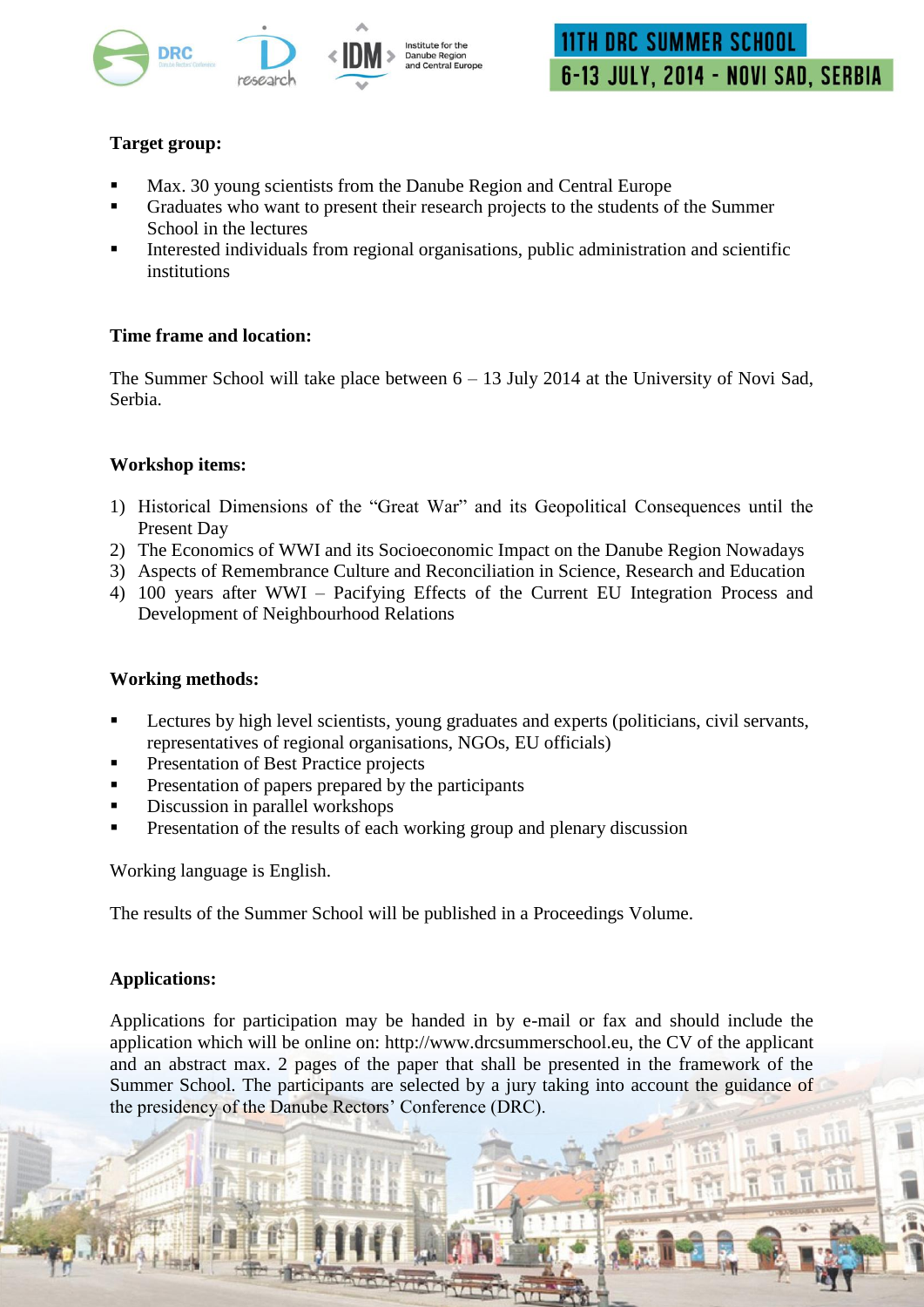**Target group:**

- Max. 30 young scientists from the Danube Region and Central Europe
- Graduates who want to present their research projects to the students of the Summer School in the lectures
- Interested individuals from regional organisations, public administration and scientific institutions

**Time frame and location:**

The Summer School will take place between 6 – 13 July 2014 at the University of Novi Sad, Serbia.

**Workshop items:**

1) Historical Dimensions of the "Great War" and its Geopolitical Consequences until the Present Day
2) The Economics of WWI and its Socioeconomic Impact on the Danube Region Nowadays
3) Aspects of Remembrance Culture and Reconciliation in Science, Research and Education
4) 100 years after WWI – Pacifying Effects of the Current EU Integration Process and Development of Neighbourhood Relations

**Working methods:**

- Lectures by high level scientists, young graduates and experts (politicians, civil servants, representatives of regional organisations, NGOs, EU officials)
- Presentation of Best Practice projects
- Presentation of papers prepared by the participants
- Discussion in parallel workshops
- Presentation of the results of each working group and plenary discussion

Working language is English.

The results of the Summer School will be published in a Proceedings Volume.

**Applications:**

Applications for participation may be handed in by e-mail or fax and should include the application which will be online on: http://www.drcsummerschool.eu, the CV of the applicant and an abstract max. 2 pages of the paper that shall be presented in the framework of the Summer School. The participants are selected by a jury taking into account the guidance of the presidency of the Danube Rectors' Conference (DRC).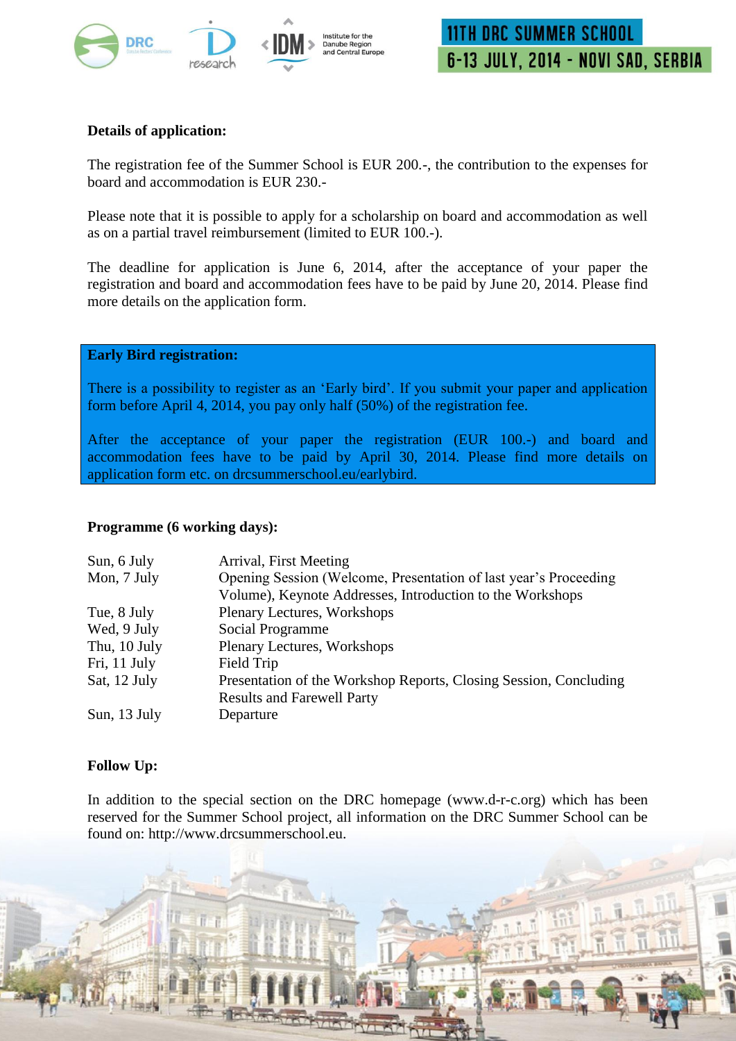**Details of application:**

The registration fee of the Summer School is EUR 200.-, the contribution to the expenses for board and accommodation is EUR 230.-

Please note that it is possible to apply for a scholarship on board and accommodation as well as on a partial travel reimbursement (limited to EUR 100.-).

The deadline for application is June 6, 2014, after the acceptance of your paper the registration and board and accommodation fees have to be paid by June 20, 2014. Please find more details on the application form.

**Early Bird registration:**

There is a possibility to register as an 'Early bird'. If you submit your paper and application form before April 4, 2014, you pay only half (50%) of the registration fee.

After the acceptance of your paper the registration (EUR 100.-) and board and accommodation fees have to be paid by April 30, 2014. Please find more details on application form etc. on drcsummerschool.eu/earlybird.

**Programme (6 working days):**

| | |
|---|---|
| Sun, 6 July | Arrival, First Meeting |
| Mon, 7 July | Opening Session (Welcome, Presentation of last year's Proceeding Volume), Keynote Addresses, Introduction to the Workshops |
| Tue, 8 July | Plenary Lectures, Workshops |
| Wed, 9 July | Social Programme |
| Thu, 10 July | Plenary Lectures, Workshops |
| Fri, 11 July | Field Trip |
| Sat, 12 July | Presentation of the Workshop Reports, Closing Session, Concluding Results and Farewell Party |
| Sun, 13 July | Departure |

**Follow Up:**

In addition to the special section on the DRC homepage (www.d-r-c.org) which has been reserved for the Summer School project, all information on the DRC Summer School can be found on: http://www.drcsummerschool.eu.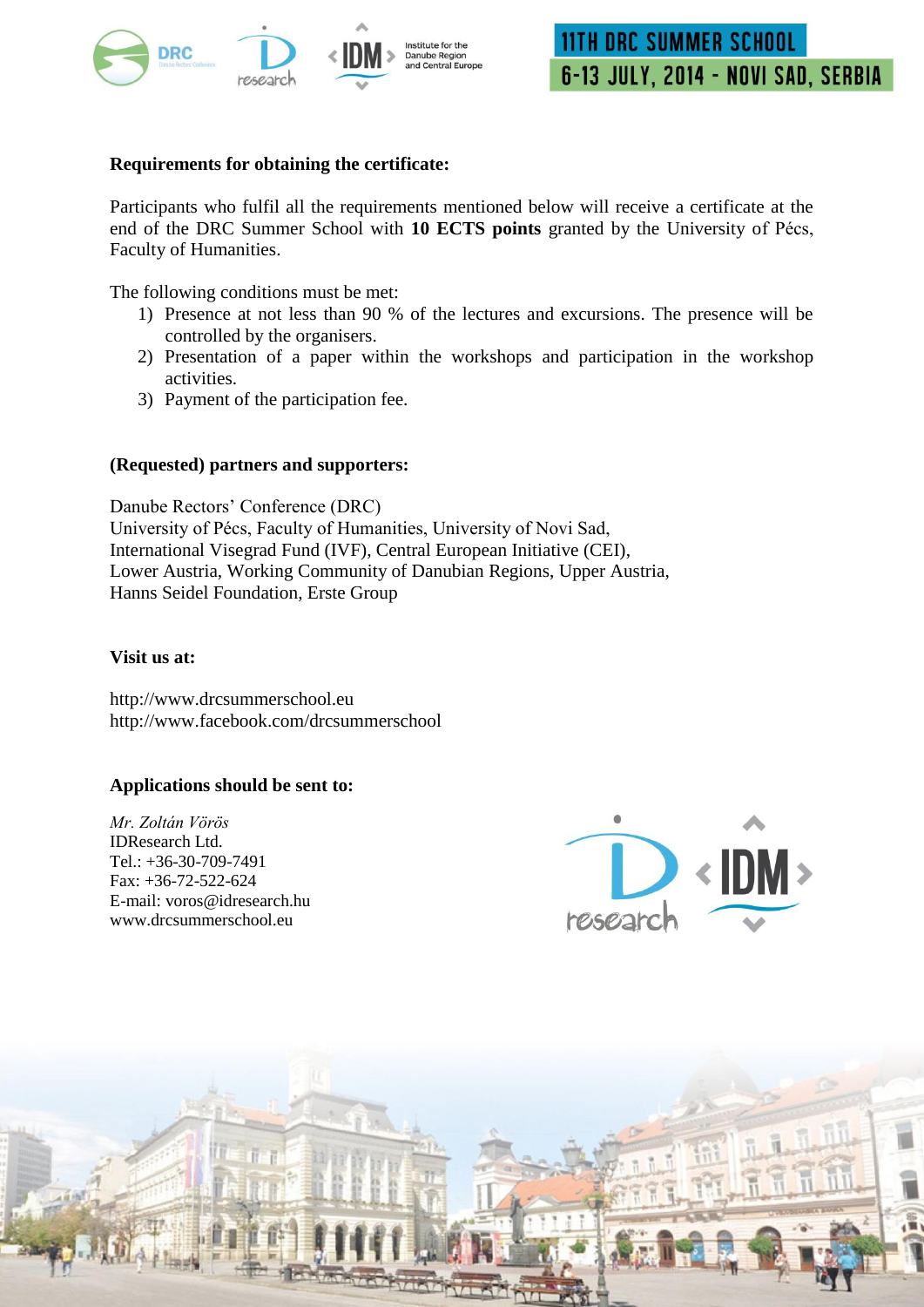**Requirements for obtaining the certificate:**

Participants who fulfil all the requirements mentioned below will receive a certificate at the end of the DRC Summer School with **10 ECTS points** granted by the University of Pécs, Faculty of Humanities.

The following conditions must be met:

1) Presence at not less than 90 % of the lectures and excursions. The presence will be controlled by the organisers.
2) Presentation of a paper within the workshops and participation in the workshop activities.
3) Payment of the participation fee.

**(Requested) partners and supporters:**

Danube Rectors' Conference (DRC)
University of Pécs, Faculty of Humanities, University of Novi Sad,
International Visegrad Fund (IVF), Central European Initiative (CEI),
Lower Austria, Working Community of Danubian Regions, Upper Austria,
Hanns Seidel Foundation, Erste Group

**Visit us at:**

http://www.drcsummerschool.eu
http://www.facebook.com/drcsummerschool

**Applications should be sent to:**

*Mr. Zoltán Vörös*
IDResearch Ltd.
Tel.: +36-30-709-7491
Fax: +36-72-522-624
E-mail: voros@idresearch.hu
www.drcsummerschool.eu